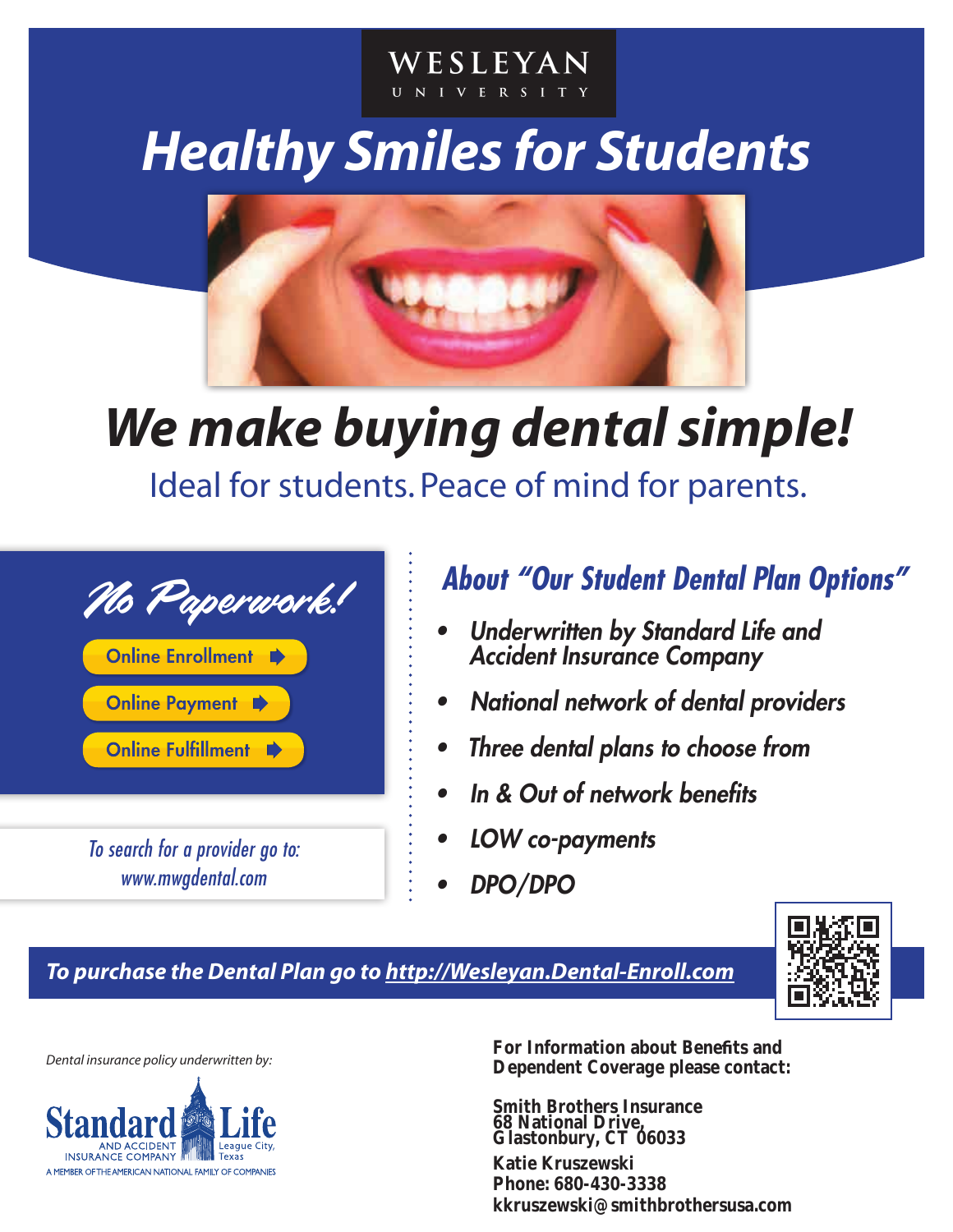WESLEYAN UNIVERSITY

# Healthy Smiles for Students

## We make buying dental simple!

Ideal for students. Peace of mind for parents.

### No Paperwork!

- Online Enrollment
- Online Payment
- Online Fulfillment

*To search for a provider go to: www.mwgdental.com*

### About "Our Student Dental Plan Options"

- *Underwritten by Standard Life and Accident Insurance Company*
- *National network of dental providers*
- *Three dental plans to choose from*
- *In & Out of network benefits*
- *LOW co-payments*
- *DPO/DPO*

***To purchase the Dental Plan go to http://Wesleyan.Dental-Enroll.com***

*Dental insurance policy underwritten by:*

Standard Life AND ACCIDENT INSURANCE COMPANY League City, Texas
A MEMBER OF THE AMERICAN NATIONAL FAMILY OF COMPANIES

**For Information about Benefits and Dependent Coverage please contact:**

**Smith Brothers Insurance**
**68 National Drive,**
**Glastonbury, CT 06033**

**Katie Kruszewski**
**Phone: 680-430-3338**
**kkruszewski@smithbrothersusa.com**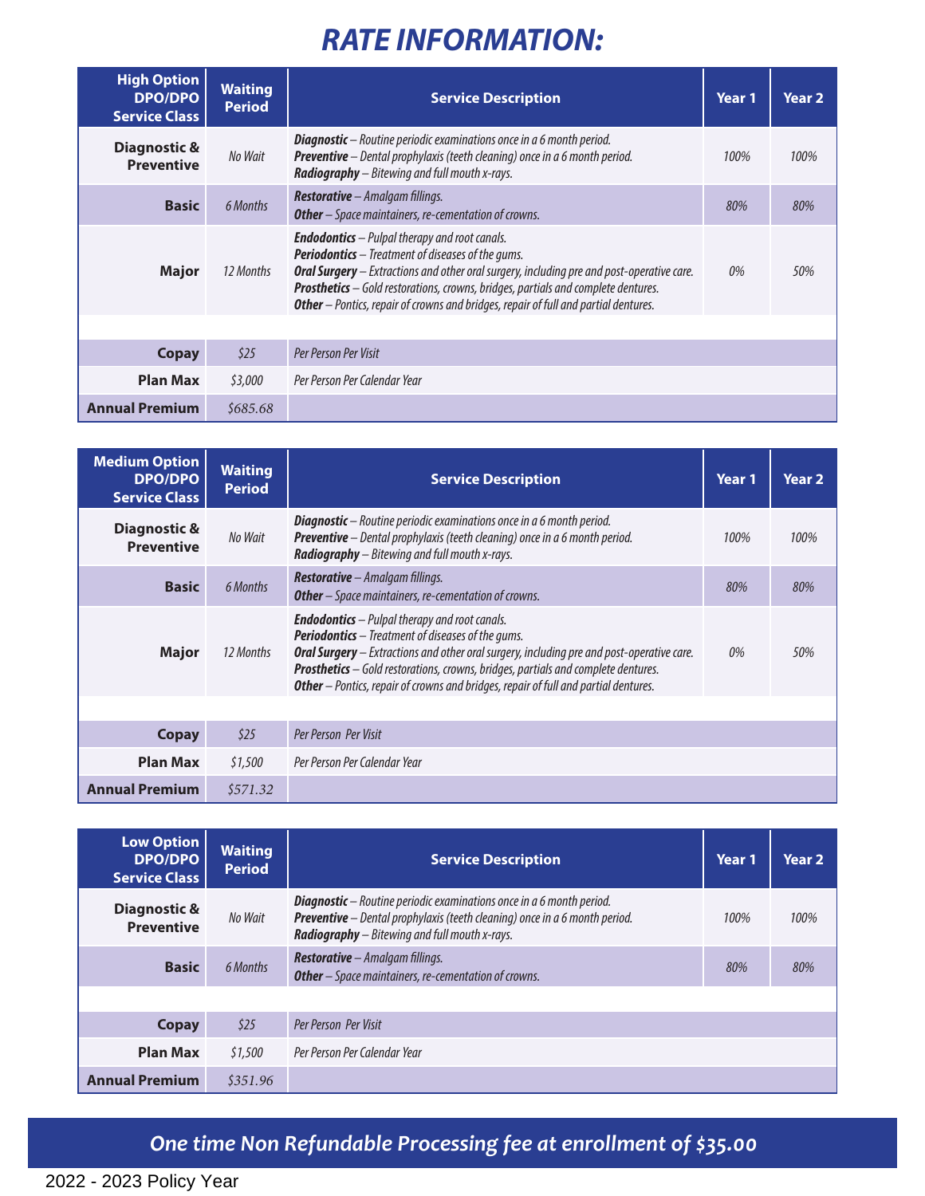# RATE INFORMATION:

| High Option DPO/DPO Service Class | Waiting Period | Service Description | Year 1 | Year 2 |
|---|---|---|---|---|
| Diagnostic & Preventive | *No Wait* | ***Diagnostic** – Routine periodic examinations once in a 6 month period.* ***Preventive** – Dental prophylaxis (teeth cleaning) once in a 6 month period.* ***Radiography** – Bitewing and full mouth x-rays.* | *100%* | *100%* |
| Basic | *6 Months* | ***Restorative** – Amalgam fillings.* ***Other** – Space maintainers, re-cementation of crowns.* | *80%* | *80%* |
| Major | *12 Months* | ***Endodontics** – Pulpal therapy and root canals.* ***Periodontics** – Treatment of diseases of the gums.* ***Oral Surgery** – Extractions and other oral surgery, including pre and post-operative care.* ***Prosthetics** – Gold restorations, crowns, bridges, partials and complete dentures.* ***Other** – Pontics, repair of crowns and bridges, repair of full and partial dentures.* | *0%* | *50%* |
| | | | | |
| Copay | *$25* | *Per Person Per Visit* | | |
| Plan Max | *$3,000* | *Per Person Per Calendar Year* | | |
| Annual Premium | *$685.68* | | | |

| Medium Option DPO/DPO Service Class | Waiting Period | Service Description | Year 1 | Year 2 |
|---|---|---|---|---|
| Diagnostic & Preventive | *No Wait* | ***Diagnostic** – Routine periodic examinations once in a 6 month period.* ***Preventive** – Dental prophylaxis (teeth cleaning) once in a 6 month period.* ***Radiography** – Bitewing and full mouth x-rays.* | *100%* | *100%* |
| Basic | *6 Months* | ***Restorative** – Amalgam fillings.* ***Other** – Space maintainers, re-cementation of crowns.* | *80%* | *80%* |
| Major | *12 Months* | ***Endodontics** – Pulpal therapy and root canals.* ***Periodontics** – Treatment of diseases of the gums.* ***Oral Surgery** – Extractions and other oral surgery, including pre and post-operative care.* ***Prosthetics** – Gold restorations, crowns, bridges, partials and complete dentures.* ***Other** – Pontics, repair of crowns and bridges, repair of full and partial dentures.* | *0%* | *50%* |
| | | | | |
| Copay | *$25* | *Per Person Per Visit* | | |
| Plan Max | *$1,500* | *Per Person Per Calendar Year* | | |
| Annual Premium | *$571.32* | | | |

| Low Option DPO/DPO Service Class | Waiting Period | Service Description | Year 1 | Year 2 |
|---|---|---|---|---|
| Diagnostic & Preventive | *No Wait* | ***Diagnostic** – Routine periodic examinations once in a 6 month period.* ***Preventive** – Dental prophylaxis (teeth cleaning) once in a 6 month period.* ***Radiography** – Bitewing and full mouth x-rays.* | *100%* | *100%* |
| Basic | *6 Months* | ***Restorative** – Amalgam fillings.* ***Other** – Space maintainers, re-cementation of crowns.* | *80%* | *80%* |
| | | | | |
| Copay | *$25* | *Per Person Per Visit* | | |
| Plan Max | *$1,500* | *Per Person Per Calendar Year* | | |
| Annual Premium | *$351.96* | | | |

***One time Non Refundable Processing fee at enrollment of $35.00***

2022 - 2023 Policy Year